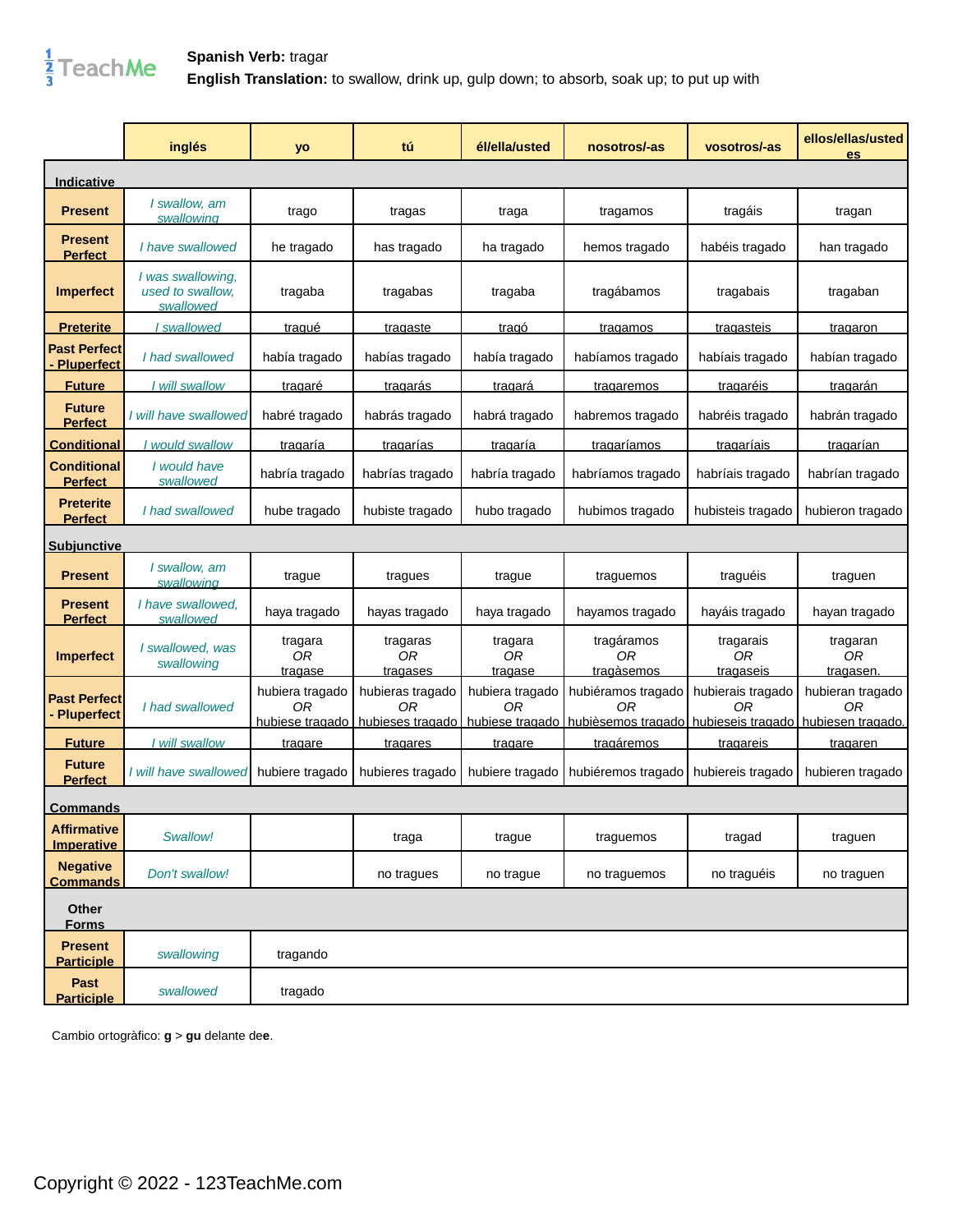**Spanish Verb:** tragar
**English Translation:** to swallow, drink up, gulp down; to absorb, soak up; to put up with

| | inglés | yo | tú | él/ella/usted | nosotros/-as | vosotros/-as | ellos/ellas/ustedes |
|---|---|---|---|---|---|---|---|
| **Indicative** | | | | | | | |
| **Present** | *I swallow, am swallowing* | trago | tragas | traga | tragamos | tragáis | tragan |
| **Present Perfect** | *I have swallowed* | he tragado | has tragado | ha tragado | hemos tragado | habéis tragado | han tragado |
| **Imperfect** | *I was swallowing, used to swallow, swallowed* | tragaba | tragabas | tragaba | tragábamos | tragabais | tragaban |
| **Preterite** | *I swallowed* | tragué | tragaste | tragó | tragamos | tragasteis | tragaron |
| **Past Perfect - Pluperfect** | *I had swallowed* | había tragado | habías tragado | había tragado | habíamos tragado | habíais tragado | habían tragado |
| **Future** | *I will swallow* | tragaré | tragarás | tragará | tragaremos | tragaréis | tragarán |
| **Future Perfect** | *I will have swallowed* | habré tragado | habrás tragado | habrá tragado | habremos tragado | habréis tragado | habrán tragado |
| **Conditional** | *I would swallow* | tragaría | tragarías | tragaría | tragaríamos | tragaríais | tragarían |
| **Conditional Perfect** | *I would have swallowed* | habría tragado | habrías tragado | habría tragado | habríamos tragado | habríais tragado | habrían tragado |
| **Preterite Perfect** | *I had swallowed* | hube tragado | hubiste tragado | hubo tragado | hubimos tragado | hubisteis tragado | hubieron tragado |
| **Subjunctive** | | | | | | | |
| **Present** | *I swallow, am swallowing* | trague | tragues | trague | traguemos | traguéis | traguen |
| **Present Perfect** | *I have swallowed, swallowed* | haya tragado | hayas tragado | haya tragado | hayamos tragado | hayáis tragado | hayan tragado |
| **Imperfect** | *I swallowed, was swallowing* | tragara *OR* tragase | tragaras *OR* tragases | tragara *OR* tragase | tragáramos *OR* tragàsemos | tragarais *OR* tragaseis | tragaran *OR* tragasen. |
| **Past Perfect - Pluperfect** | *I had swallowed* | hubiera tragado *OR* hubiese tragado | hubieras tragado *OR* hubieses tragado | hubiera tragado *OR* hubiese tragado | hubiéramos tragado *OR* hubièsemos tragado | hubierais tragado *OR* hubieseis tragado | hubieran tragado *OR* hubiesen tragado. |
| **Future** | *I will swallow* | tragare | tragares | tragare | tragáremos | tragareis | tragaren |
| **Future Perfect** | *I will have swallowed* | hubiere tragado | hubieres tragado | hubiere tragado | hubiéremos tragado | hubiereis tragado | hubieren tragado |
| **Commands** | | | | | | | |
| **Affirmative Imperative** | *Swallow!* | | traga | trague | traguemos | tragad | traguen |
| **Negative Commands** | *Don't swallow!* | | no tragues | no trague | no traguemos | no traguéis | no traguen |
| **Other Forms** | | | | | | | |
| **Present Participle** | *swallowing* | tragando | | | | | |
| **Past Participle** | *swallowed* | tragado | | | | | |

Cambio ortogràfico: **g** > **gu** delante de**e**.

Copyright © 2022 - 123TeachMe.com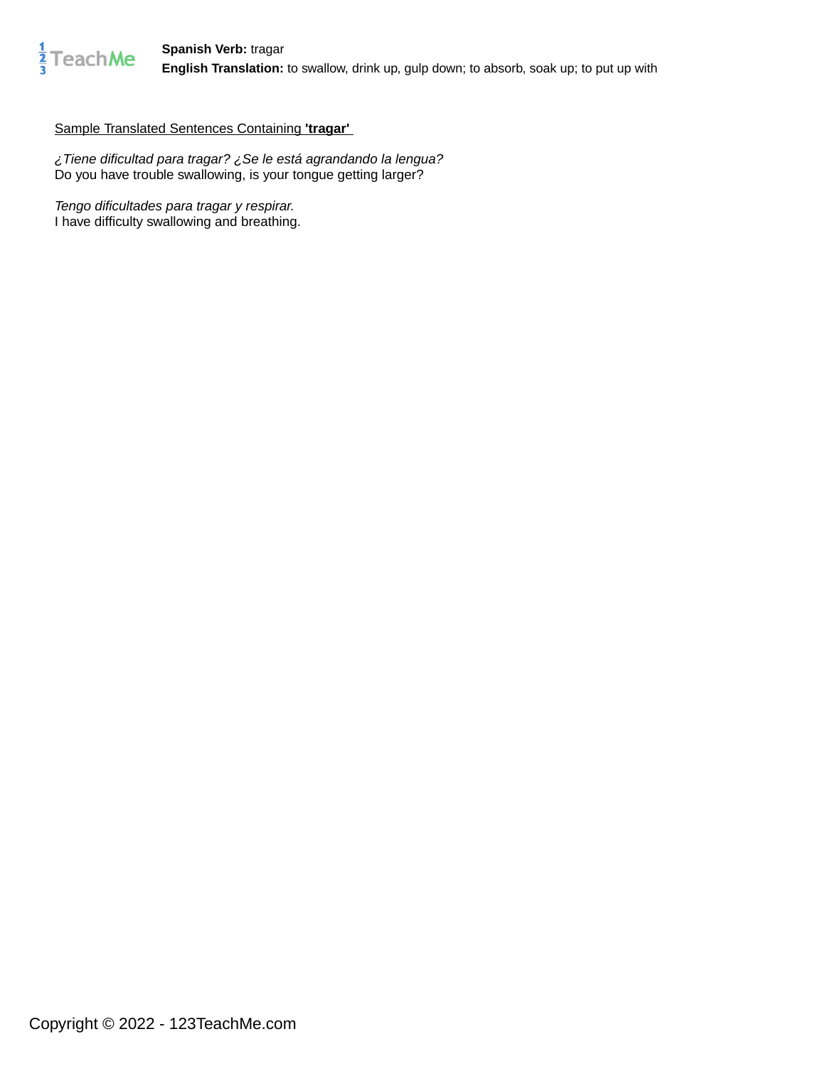**Spanish Verb:** tragar
**English Translation:** to swallow, drink up, gulp down; to absorb, soak up; to put up with

Sample Translated Sentences Containing **'tragar'**

*¿Tiene dificultad para tragar? ¿Se le está agrandando la lengua?*
Do you have trouble swallowing, is your tongue getting larger?

*Tengo dificultades para tragar y respirar.*
I have difficulty swallowing and breathing.